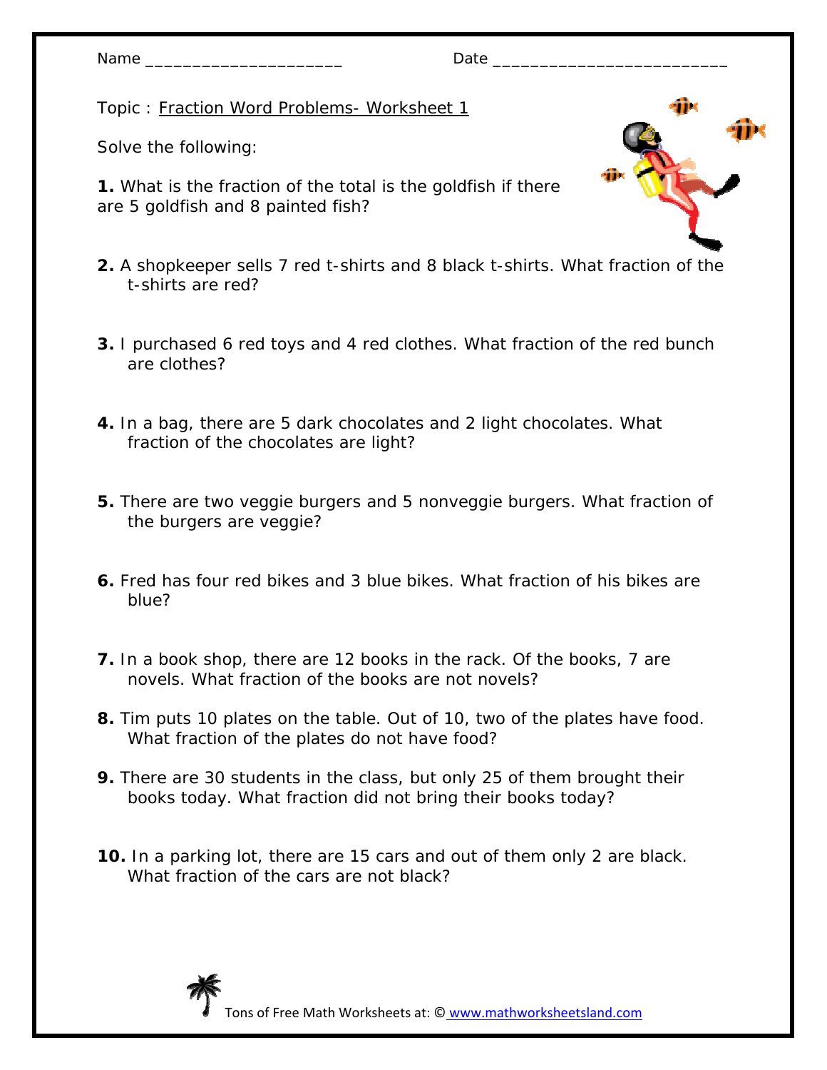Name ____________________ Date ________________________

Topic : Fraction Word Problems- Worksheet 1

Solve the following:

**1.** What is the fraction of the total is the goldfish if there are 5 goldfish and 8 painted fish?

**2.** A shopkeeper sells 7 red t-shirts and 8 black t-shirts. What fraction of the t-shirts are red?

**3.** I purchased 6 red toys and 4 red clothes. What fraction of the red bunch are clothes?

**4.** In a bag, there are 5 dark chocolates and 2 light chocolates. What fraction of the chocolates are light?

**5.** There are two veggie burgers and 5 nonveggie burgers. What fraction of the burgers are veggie?

**6.** Fred has four red bikes and 3 blue bikes. What fraction of his bikes are blue?

**7.** In a book shop, there are 12 books in the rack. Of the books, 7 are novels. What fraction of the books are not novels?

**8.** Tim puts 10 plates on the table. Out of 10, two of the plates have food. What fraction of the plates do not have food?

**9.** There are 30 students in the class, but only 25 of them brought their books today. What fraction did not bring their books today?

**10.** In a parking lot, there are 15 cars and out of them only 2 are black. What fraction of the cars are not black?

Tons of Free Math Worksheets at: © www.mathworksheetsland.com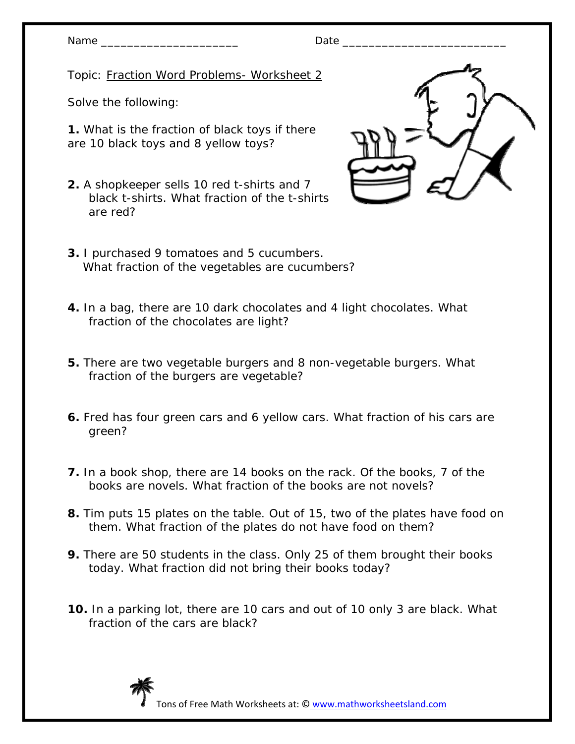Name ____________________ Date ________________________

Topic: Fraction Word Problems- Worksheet 2

Solve the following:

**1.** What is the fraction of black toys if there are 10 black toys and 8 yellow toys?

**2.** A shopkeeper sells 10 red t-shirts and 7 black t-shirts. What fraction of the t-shirts are red?

**3.** I purchased 9 tomatoes and 5 cucumbers. What fraction of the vegetables are cucumbers?

**4.** In a bag, there are 10 dark chocolates and 4 light chocolates. What fraction of the chocolates are light?

**5.** There are two vegetable burgers and 8 non-vegetable burgers. What fraction of the burgers are vegetable?

**6.** Fred has four green cars and 6 yellow cars. What fraction of his cars are green?

**7.** In a book shop, there are 14 books on the rack. Of the books, 7 of the books are novels. What fraction of the books are not novels?

**8.** Tim puts 15 plates on the table. Out of 15, two of the plates have food on them. What fraction of the plates do not have food on them?

**9.** There are 50 students in the class. Only 25 of them brought their books today. What fraction did not bring their books today?

**10.** In a parking lot, there are 10 cars and out of 10 only 3 are black. What fraction of the cars are black?

Tons of Free Math Worksheets at: © www.mathworksheetsland.com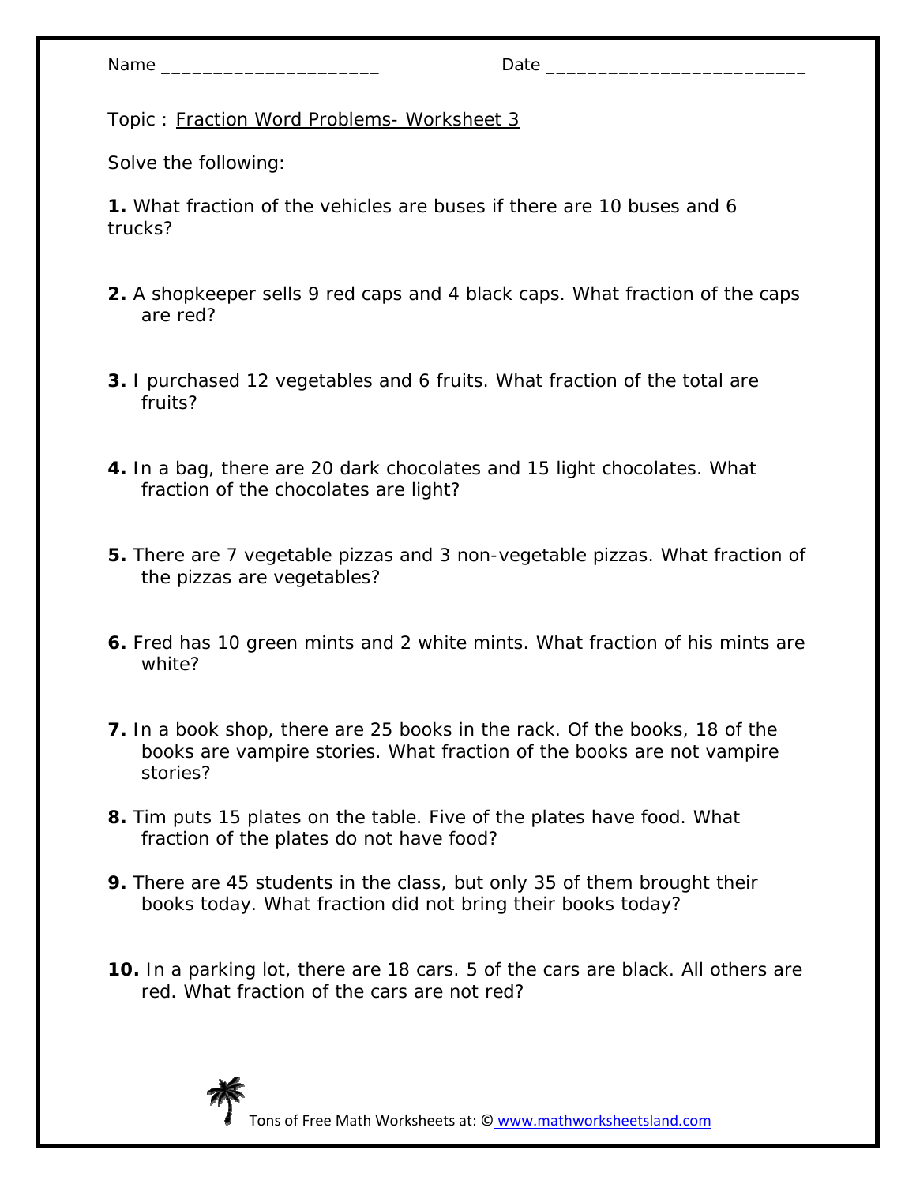Name ____________________ Date ________________________

Topic : Fraction Word Problems- Worksheet 3

Solve the following:

**1.** What fraction of the vehicles are buses if there are 10 buses and 6 trucks?

**2.** A shopkeeper sells 9 red caps and 4 black caps. What fraction of the caps are red?

**3.** I purchased 12 vegetables and 6 fruits. What fraction of the total are fruits?

**4.** In a bag, there are 20 dark chocolates and 15 light chocolates. What fraction of the chocolates are light?

**5.** There are 7 vegetable pizzas and 3 non-vegetable pizzas. What fraction of the pizzas are vegetables?

**6.** Fred has 10 green mints and 2 white mints. What fraction of his mints are white?

**7.** In a book shop, there are 25 books in the rack. Of the books, 18 of the books are vampire stories. What fraction of the books are not vampire stories?

**8.** Tim puts 15 plates on the table. Five of the plates have food. What fraction of the plates do not have food?

**9.** There are 45 students in the class, but only 35 of them brought their books today. What fraction did not bring their books today?

**10.** In a parking lot, there are 18 cars. 5 of the cars are black. All others are red. What fraction of the cars are not red?

Tons of Free Math Worksheets at: © www.mathworksheetsland.com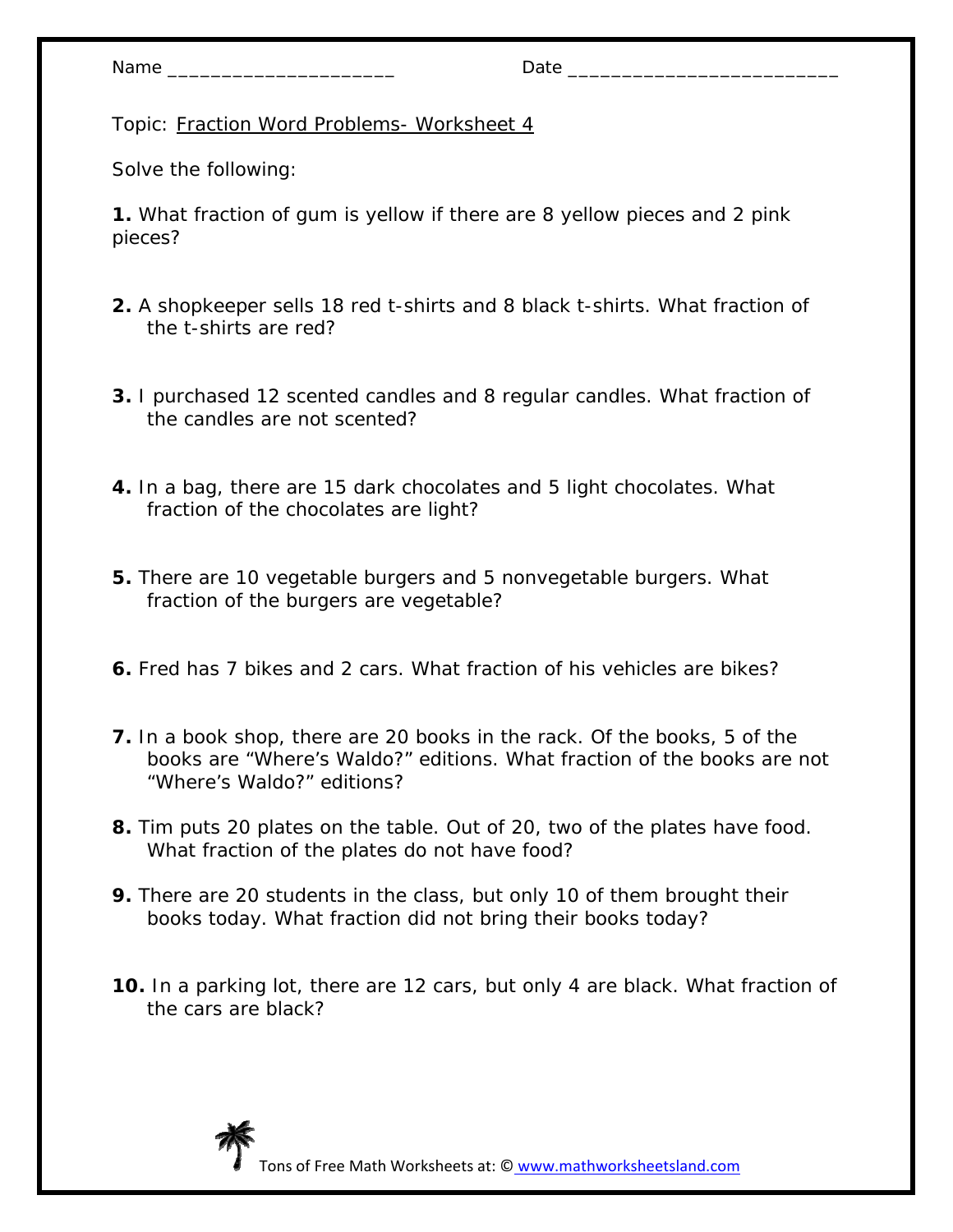Name ____________________ Date ________________________

Topic: Fraction Word Problems- Worksheet 4

Solve the following:

**1.** What fraction of gum is yellow if there are 8 yellow pieces and 2 pink pieces?

**2.** A shopkeeper sells 18 red t-shirts and 8 black t-shirts. What fraction of the t-shirts are red?

**3.** I purchased 12 scented candles and 8 regular candles. What fraction of the candles are not scented?

**4.** In a bag, there are 15 dark chocolates and 5 light chocolates. What fraction of the chocolates are light?

**5.** There are 10 vegetable burgers and 5 nonvegetable burgers. What fraction of the burgers are vegetable?

**6.** Fred has 7 bikes and 2 cars. What fraction of his vehicles are bikes?

**7.** In a book shop, there are 20 books in the rack. Of the books, 5 of the books are "Where's Waldo?" editions. What fraction of the books are not "Where's Waldo?" editions?

**8.** Tim puts 20 plates on the table. Out of 20, two of the plates have food. What fraction of the plates do not have food?

**9.** There are 20 students in the class, but only 10 of them brought their books today. What fraction did not bring their books today?

**10.** In a parking lot, there are 12 cars, but only 4 are black. What fraction of the cars are black?

Tons of Free Math Worksheets at: © www.mathworksheetsland.com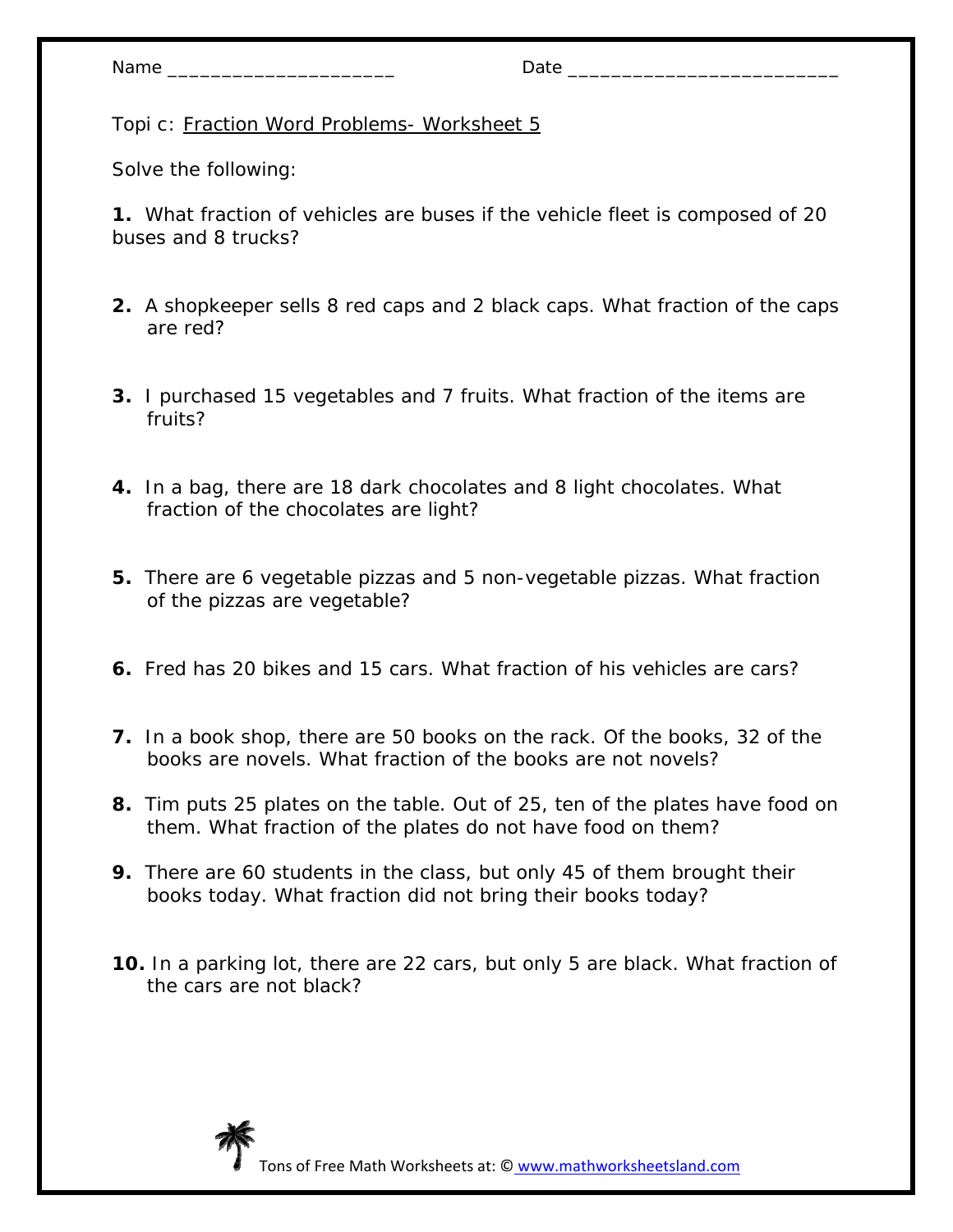Name ____________________ Date _________________________

Topi c: Fraction Word Problems- Worksheet 5

Solve the following:

**1.** What fraction of vehicles are buses if the vehicle fleet is composed of 20 buses and 8 trucks?

**2.** A shopkeeper sells 8 red caps and 2 black caps. What fraction of the caps are red?

**3.** I purchased 15 vegetables and 7 fruits. What fraction of the items are fruits?

**4.** In a bag, there are 18 dark chocolates and 8 light chocolates. What fraction of the chocolates are light?

**5.** There are 6 vegetable pizzas and 5 non-vegetable pizzas. What fraction of the pizzas are vegetable?

**6.** Fred has 20 bikes and 15 cars. What fraction of his vehicles are cars?

**7.** In a book shop, there are 50 books on the rack. Of the books, 32 of the books are novels. What fraction of the books are not novels?

**8.** Tim puts 25 plates on the table. Out of 25, ten of the plates have food on them. What fraction of the plates do not have food on them?

**9.** There are 60 students in the class, but only 45 of them brought their books today. What fraction did not bring their books today?

**10.** In a parking lot, there are 22 cars, but only 5 are black. What fraction of the cars are not black?

Tons of Free Math Worksheets at: © www.mathworksheetsland.com